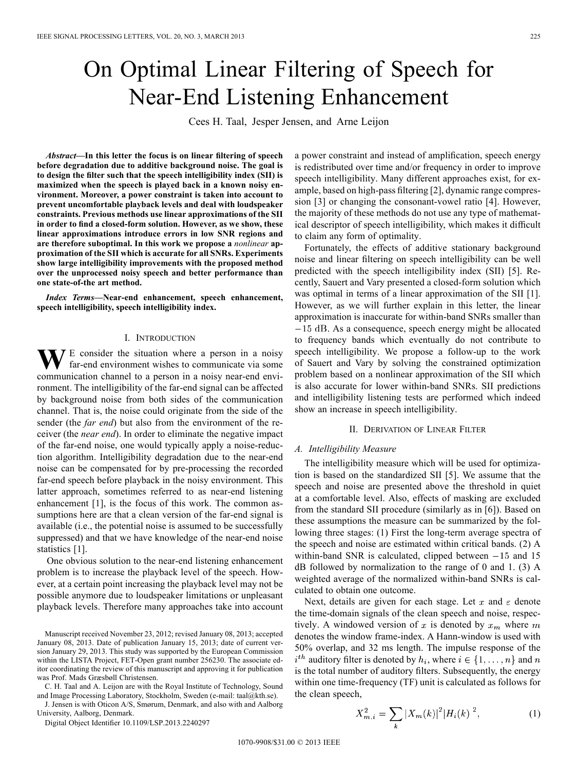# On Optimal Linear Filtering of Speech for Near-End Listening Enhancement

Cees H. Taal, Jesper Jensen, and Arne Leijon

***Abstract*—In this letter the focus is on linear filtering of speech before degradation due to additive background noise. The goal is to design the filter such that the speech intelligibility index (SII) is maximized when the speech is played back in a known noisy environment. Moreover, a power constraint is taken into account to prevent uncomfortable playback levels and deal with loudspeaker constraints. Previous methods use linear approximations of the SII in order to find a closed-form solution. However, as we show, these linear approximations introduce errors in low SNR regions and are therefore suboptimal. In this work we propose a *nonlinear* approximation of the SII which is accurate for all SNRs. Experiments show large intelligibility improvements with the proposed method over the unprocessed noisy speech and better performance than one state-of-the art method.**

***Index Terms*—Near-end enhancement, speech enhancement, speech intelligibility, speech intelligibility index.**

## I. Introduction

We consider the situation where a person in a noisy far-end environment wishes to communicate via some communication channel to a person in a noisy near-end environment. The intelligibility of the far-end signal can be affected by background noise from both sides of the communication channel. That is, the noise could originate from the side of the sender (the *far end*) but also from the environment of the receiver (the *near end*). In order to eliminate the negative impact of the far-end noise, one would typically apply a noise-reduction algorithm. Intelligibility degradation due to the near-end noise can be compensated for by pre-processing the recorded far-end speech before playback in the noisy environment. This latter approach, sometimes referred to as near-end listening enhancement [1], is the focus of this work. The common assumptions here are that a clean version of the far-end signal is available (i.e., the potential noise is assumed to be successfully suppressed) and that we have knowledge of the near-end noise statistics [1].

One obvious solution to the near-end listening enhancement problem is to increase the playback level of the speech. However, at a certain point increasing the playback level may not be possible anymore due to loudspeaker limitations or unpleasant playback levels. Therefore many approaches take into account a power constraint and instead of amplification, speech energy is redistributed over time and/or frequency in order to improve speech intelligibility. Many different approaches exist, for example, based on high-pass filtering [2], dynamic range compression [3] or changing the consonant-vowel ratio [4]. However, the majority of these methods do not use any type of mathematical descriptor of speech intelligibility, which makes it difficult to claim any form of optimality.

Fortunately, the effects of additive stationary background noise and linear filtering on speech intelligibility can be well predicted with the speech intelligibility index (SII) [5]. Recently, Sauert and Vary presented a closed-form solution which was optimal in terms of a linear approximation of the SII [1]. However, as we will further explain in this letter, the linear approximation is inaccurate for within-band SNRs smaller than $-15$ dB. As a consequence, speech energy might be allocated to frequency bands which eventually do not contribute to speech intelligibility. We propose a follow-up to the work of Sauert and Vary by solving the constrained optimization problem based on a nonlinear approximation of the SII which is also accurate for lower within-band SNRs. SII predictions and intelligibility listening tests are performed which indeed show an increase in speech intelligibility.

## II. Derivation of Linear Filter

### A. Intelligibility Measure

The intelligibility measure which will be used for optimization is based on the standardized SII [5]. We assume that the speech and noise are presented above the threshold in quiet at a comfortable level. Also, effects of masking are excluded from the standard SII procedure (similarly as in [6]). Based on these assumptions the measure can be summarized by the following three stages: (1) First the long-term average spectra of the speech and noise are estimated within critical bands. (2) A within-band SNR is calculated, clipped between $-15$ and 15 dB followed by normalization to the range of 0 and 1. (3) A weighted average of the normalized within-band SNRs is calculated to obtain one outcome.

Next, details are given for each stage. Let $x$ and $\varepsilon$ denote the time-domain signals of the clean speech and noise, respectively. A windowed version of $x$ is denoted by $x_m$ where $m$ denotes the window frame-index. A Hann-window is used with 50% overlap, and 32 ms length. The impulse response of the $i^{th}$ auditory filter is denoted by $h_i$, where $i \in \{1, \ldots, n\}$ and $n$ is the total number of auditory filters. Subsequently, the energy within one time-frequency (TF) unit is calculated as follows for the clean speech,

$$X_{m,i}^2 = \sum_k |X_m(k)|^2 |H_i(k)|^2, \qquad (1)$$

Manuscript received November 23, 2012; revised January 08, 2013; accepted January 08, 2013. Date of publication January 15, 2013; date of current version January 29, 2013. This study was supported by the European Commission within the LISTA Project, FET-Open grant number 256230. The associate editor coordinating the review of this manuscript and approving it for publication was Prof. Mads Græsbøll Christensen.

C. H. Taal and A. Leijon are with the Royal Institute of Technology, Sound and Image Processing Laboratory, Stockholm, Sweden (e-mail: taal@kth.se).

J. Jensen is with Oticon A/S, Smørum, Denmark, and also with and Aalborg University, Aalborg, Denmark.

Digital Object Identifier 10.1109/LSP.2013.2240297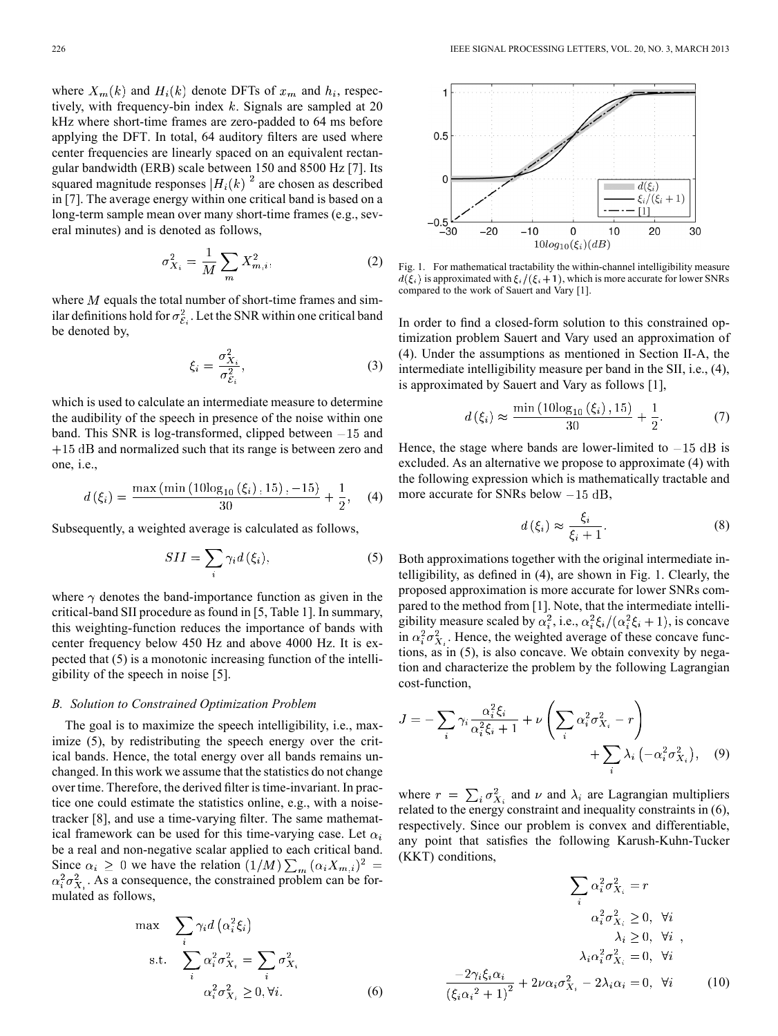where $X_m(k)$ and $H_i(k)$ denote DFTs of $x_m$ and $h_i$, respectively, with frequency-bin index $k$. Signals are sampled at 20 kHz where short-time frames are zero-padded to 64 ms before applying the DFT. In total, 64 auditory filters are used where center frequencies are linearly spaced on an equivalent rectangular bandwidth (ERB) scale between 150 and 8500 Hz [7]. Its squared magnitude responses $|H_i(k)|^2$ are chosen as described in [7]. The average energy within one critical band is based on a long-term sample mean over many short-time frames (e.g., several minutes) and is denoted as follows,

$$\sigma_{X_i}^2 = \frac{1}{M}\sum_m X_{m,i}^2, \tag{2}$$

where $M$ equals the total number of short-time frames and similar definitions hold for $\sigma_{\mathcal{E}_i}^2$. Let the SNR within one critical band be denoted by,

$$\xi_i = \frac{\sigma_{X_i}^2}{\sigma_{\mathcal{E}_i}^2}, \tag{3}$$

which is used to calculate an intermediate measure to determine the audibility of the speech in presence of the noise within one band. This SNR is log-transformed, clipped between $-15$ and $+15$ dB and normalized such that its range is between zero and one, i.e.,

$$d(\xi_i) = \frac{\max\left(\min\left(10\log_{10}(\xi_i), 15\right), -15\right)}{30} + \frac{1}{2}, \tag{4}$$

Subsequently, a weighted average is calculated as follows,

$$SII = \sum_i \gamma_i d(\xi_i), \tag{5}$$

where $\gamma$ denotes the band-importance function as given in the critical-band SII procedure as found in [5, Table 1]. In summary, this weighting-function reduces the importance of bands with center frequency below 450 Hz and above 4000 Hz. It is expected that (5) is a monotonic increasing function of the intelligibility of the speech in noise [5].

### B. Solution to Constrained Optimization Problem

The goal is to maximize the speech intelligibility, i.e., maximize (5), by redistributing the speech energy over the critical bands. Hence, the total energy over all bands remains unchanged. In this work we assume that the statistics do not change over time. Therefore, the derived filter is time-invariant. In practice one could estimate the statistics online, e.g., with a noise-tracker [8], and use a time-varying filter. The same mathematical framework can be used for this time-varying case. Let $\alpha_i$ be a real and non-negative scalar applied to each critical band. Since $\alpha_i \geq 0$ we have the relation $(1/M)\sum_m (\alpha_i X_{m,i})^2 = \alpha_i^2 \sigma_{X_i}^2$. As a consequence, the constrained problem can be formulated as follows,

$$\begin{aligned} \max \quad & \sum_i \gamma_i d\left(\alpha_i^2 \xi_i\right) \\ \text{s.t.} \quad & \sum_i \alpha_i^2 \sigma_{X_i}^2 = \sum_i \sigma_{X_i}^2 \\ & \alpha_i^2 \sigma_{X_i}^2 \geq 0, \forall i. \end{aligned} \tag{6}$$

Fig. 1. For mathematical tractability the within-channel intelligibility measure $d(\xi_i)$ is approximated with $\xi_i/(\xi_i+1)$, which is more accurate for lower SNRs compared to the work of Sauert and Vary [1].

In order to find a closed-form solution to this constrained optimization problem Sauert and Vary used an approximation of (4). Under the assumptions as mentioned in Section II-A, the intermediate intelligibility measure per band in the SII, i.e., (4), is approximated by Sauert and Vary as follows [1],

$$d(\xi_i) \approx \frac{\min\left(10\log_{10}(\xi_i), 15\right)}{30} + \frac{1}{2}. \tag{7}$$

Hence, the stage where bands are lower-limited to $-15$ dB is excluded. As an alternative we propose to approximate (4) with the following expression which is mathematically tractable and more accurate for SNRs below $-15$ dB,

$$d(\xi_i) \approx \frac{\xi_i}{\xi_i + 1}. \tag{8}$$

Both approximations together with the original intermediate intelligibility, as defined in (4), are shown in Fig. 1. Clearly, the proposed approximation is more accurate for lower SNRs compared to the method from [1]. Note, that the intermediate intelligibility measure scaled by $\alpha_i^2$, i.e., $\alpha_i^2\xi_i/(\alpha_i^2\xi_i+1)$, is concave in $\alpha_i^2\sigma_{X_i}^2$. Hence, the weighted average of these concave functions, as in (5), is also concave. We obtain convexity by negation and characterize the problem by the following Lagrangian cost-function,

$$J = -\sum_i \gamma_i \frac{\alpha_i^2 \xi_i}{\alpha_i^2 \xi_i + 1} + \nu\left(\sum_i \alpha_i^2 \sigma_{X_i}^2 - r\right) + \sum_i \lambda_i\left(-\alpha_i^2 \sigma_{X_i}^2\right), \tag{9}$$

where $r = \sum_i \sigma_{X_i}^2$ and $\nu$ and $\lambda_i$ are Lagrangian multipliers related to the energy constraint and inequality constraints in (6), respectively. Since our problem is convex and differentiable, any point that satisfies the following Karush-Kuhn-Tucker (KKT) conditions,

$$\begin{aligned} \sum_i \alpha_i^2 \sigma_{X_i}^2 &= r \\ \alpha_i^2 \sigma_{X_i}^2 &\geq 0, \ \forall i \\ \lambda_i &\geq 0, \ \forall i \ , \\ \lambda_i \alpha_i^2 \sigma_{X_i}^2 &= 0, \ \forall i \\ \frac{-2\gamma_i \xi_i \alpha_i}{\left(\xi_i \alpha_i^2 + 1\right)^2} + 2\nu\alpha_i\sigma_{X_i}^2 - 2\lambda_i\alpha_i &= 0, \ \forall i \end{aligned} \tag{10}$$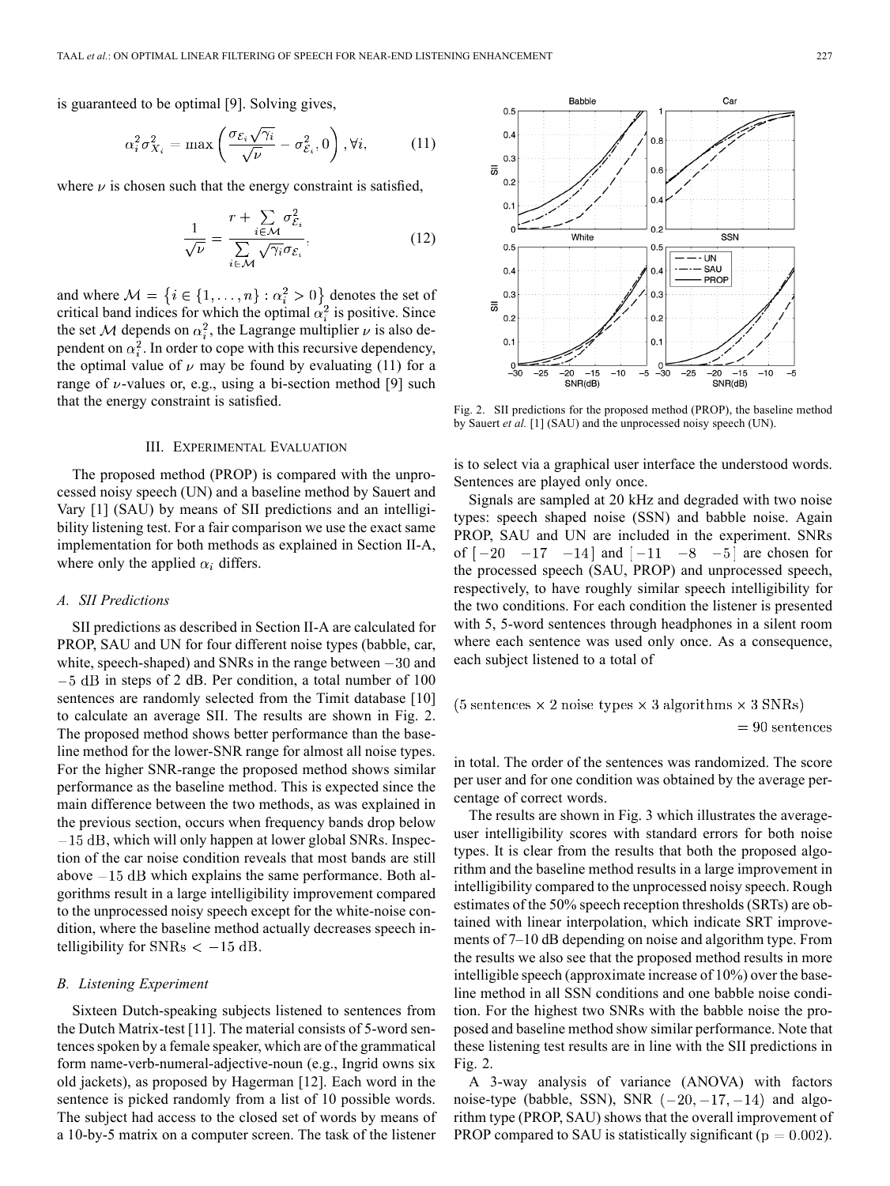is guaranteed to be optimal [9]. Solving gives,

$$\alpha_i^2 \sigma_{X_i}^2 = \max\left(\frac{\sigma_{\mathcal{E}_i}\sqrt{\gamma_i}}{\sqrt{\nu}} - \sigma_{\mathcal{E}_i}^2, 0\right), \forall i, \tag{11}$$

where $\nu$ is chosen such that the energy constraint is satisfied,

$$\frac{1}{\sqrt{\nu}} = \frac{r + \sum_{i \in \mathcal{M}} \sigma_{\mathcal{E}_i}^2}{\sum_{i \in \mathcal{M}} \sqrt{\gamma_i}\sigma_{\mathcal{E}_i}}. \tag{12}$$

and where $\mathcal{M} = \{i \in \{1, \ldots, n\} : \alpha_i^2 > 0\}$ denotes the set of critical band indices for which the optimal $\alpha_i^2$ is positive. Since the set $\mathcal{M}$ depends on $\alpha_i^2$, the Lagrange multiplier $\nu$ is also dependent on $\alpha_i^2$. In order to cope with this recursive dependency, the optimal value of $\nu$ may be found by evaluating (11) for a range of $\nu$-values or, e.g., using a bi-section method [9] such that the energy constraint is satisfied.

## III. Experimental Evaluation

The proposed method (PROP) is compared with the unprocessed noisy speech (UN) and a baseline method by Sauert and Vary [1] (SAU) by means of SII predictions and an intelligibility listening test. For a fair comparison we use the exact same implementation for both methods as explained in Section II-A, where only the applied $\alpha_i$ differs.

### A. SII Predictions

SII predictions as described in Section II-A are calculated for PROP, SAU and UN for four different noise types (babble, car, white, speech-shaped) and SNRs in the range between $-30$ and $-5$ dB in steps of 2 dB. Per condition, a total number of 100 sentences are randomly selected from the Timit database [10] to calculate an average SII. The results are shown in Fig. 2. The proposed method shows better performance than the baseline method for the lower-SNR range for almost all noise types. For the higher SNR-range the proposed method shows similar performance as the baseline method. This is expected since the main difference between the two methods, as was explained in the previous section, occurs when frequency bands drop below $-15$ dB, which will only happen at lower global SNRs. Inspection of the car noise condition reveals that most bands are still above $-15$ dB which explains the same performance. Both algorithms result in a large intelligibility improvement compared to the unprocessed noisy speech except for the white-noise condition, where the baseline method actually decreases speech intelligibility for SNRs $< -15$ dB.

Fig. 2. SII predictions for the proposed method (PROP), the baseline method by Sauert *et al.* [1] (SAU) and the unprocessed noisy speech (UN).

### B. Listening Experiment

Sixteen Dutch-speaking subjects listened to sentences from the Dutch Matrix-test [11]. The material consists of 5-word sentences spoken by a female speaker, which are of the grammatical form name-verb-numeral-adjective-noun (e.g., Ingrid owns six old jackets), as proposed by Hagerman [12]. Each word in the sentence is picked randomly from a list of 10 possible words. The subject had access to the closed set of words by means of a 10-by-5 matrix on a computer screen. The task of the listener is to select via a graphical user interface the understood words. Sentences are played only once.

Signals are sampled at 20 kHz and degraded with two noise types: speech shaped noise (SSN) and babble noise. Again PROP, SAU and UN are included in the experiment. SNRs of $[-20 \quad -17 \quad -14]$ and $[-11 \quad -8 \quad -5]$ are chosen for the processed speech (SAU, PROP) and unprocessed speech, respectively, to have roughly similar speech intelligibility for the two conditions. For each condition the listener is presented with 5, 5-word sentences through headphones in a silent room where each sentence was used only once. As a consequence, each subject listened to a total of

$$(5 \text{ sentences} \times 2 \text{ noise types} \times 3 \text{ algorithms} \times 3 \text{ SNRs}) = 90 \text{ sentences}$$

in total. The order of the sentences was randomized. The score per user and for one condition was obtained by the average percentage of correct words.

The results are shown in Fig. 3 which illustrates the average-user intelligibility scores with standard errors for both noise types. It is clear from the results that both the proposed algorithm and the baseline method results in a large improvement in intelligibility compared to the unprocessed noisy speech. Rough estimates of the 50% speech reception thresholds (SRTs) are obtained with linear interpolation, which indicate SRT improvements of 7–10 dB depending on noise and algorithm type. From the results we also see that the proposed method results in more intelligible speech (approximate increase of 10%) over the baseline method in all SSN conditions and one babble noise condition. For the highest two SNRs with the babble noise the proposed and baseline method show similar performance. Note that these listening test results are in line with the SII predictions in Fig. 2.

A 3-way analysis of variance (ANOVA) with factors noise-type (babble, SSN), SNR $(-20, -17, -14)$ and algorithm type (PROP, SAU) shows that the overall improvement of PROP compared to SAU is statistically significant ($p = 0.002$).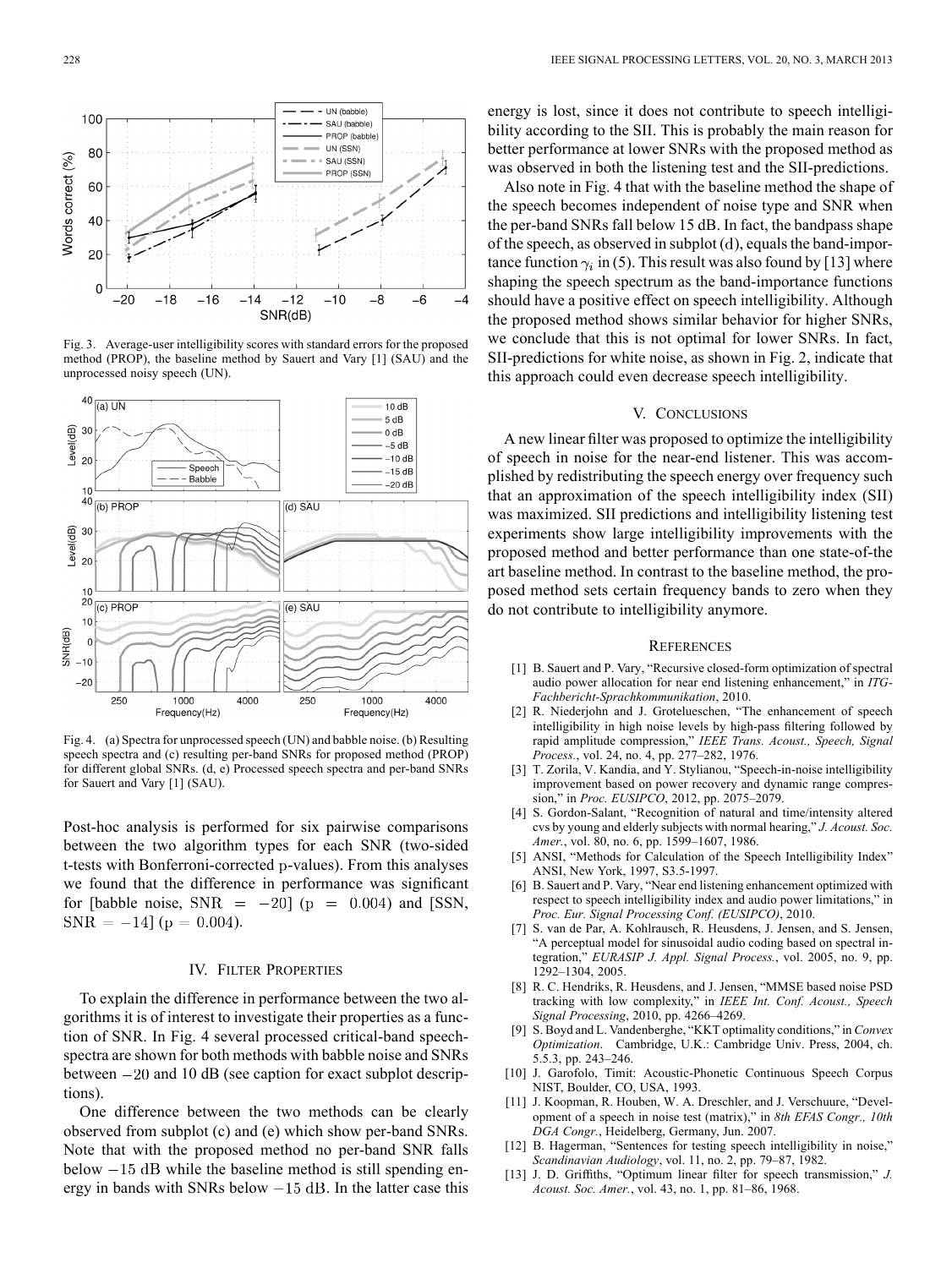Words correct (%)
100
80
60
40
20
0
−20 −18 −16 −14 −12 −10 −8 −6 −4
SNR(dB)
UN (babble)
SAU (babble)
PROP (babble)
UN (SSN)
SAU (SSN)
PROP (SSN)

Fig. 3. Average-user intelligibility scores with standard errors for the proposed method (PROP), the baseline method by Sauert and Vary [1] (SAU) and the unprocessed noisy speech (UN).

(a) UN
(b) PROP
(c) PROP
(d) SAU
(e) SAU
Level(dB)
SNR(dB)
Speech
Babble
10 dB
5 dB
0 dB
−5 dB
−10 dB
−15 dB
−20 dB
250 1000 4000
Frequency(Hz)

Fig. 4. (a) Spectra for unprocessed speech (UN) and babble noise. (b) Resulting speech spectra and (c) resulting per-band SNRs for proposed method (PROP) for different global SNRs. (d, e) Processed speech spectra and per-band SNRs for Sauert and Vary [1] (SAU).

Post-hoc analysis is performed for six pairwise comparisons between the two algorithm types for each SNR (two-sided t-tests with Bonferroni-corrected p-values). From this analyses we found that the difference in performance was significant for [babble noise, $\mathrm{SNR} = -20$] ($p = 0.004$) and [SSN, $\mathrm{SNR} = -14$] ($p = 0.004$).

## IV. Filter Properties

To explain the difference in performance between the two algorithms it is of interest to investigate their properties as a function of SNR. In Fig. 4 several processed critical-band speech-spectra are shown for both methods with babble noise and SNRs between $-20$ and 10 dB (see caption for exact subplot descriptions).

One difference between the two methods can be clearly observed from subplot (c) and (e) which show per-band SNRs. Note that with the proposed method no per-band SNR falls below $-15$ dB while the baseline method is still spending energy in bands with SNRs below $-15$ dB. In the latter case this energy is lost, since it does not contribute to speech intelligibility according to the SII. This is probably the main reason for better performance at lower SNRs with the proposed method as was observed in both the listening test and the SII-predictions.

Also note in Fig. 4 that with the baseline method the shape of the speech becomes independent of noise type and SNR when the per-band SNRs fall below 15 dB. In fact, the bandpass shape of the speech, as observed in subplot (d), equals the band-importance function $\gamma_i$ in (5). This result was also found by [13] where shaping the speech spectrum as the band-importance functions should have a positive effect on speech intelligibility. Although the proposed method shows similar behavior for higher SNRs, we conclude that this is not optimal for lower SNRs. In fact, SII-predictions for white noise, as shown in Fig. 2, indicate that this approach could even decrease speech intelligibility.

## V. Conclusions

A new linear filter was proposed to optimize the intelligibility of speech in noise for the near-end listener. This was accomplished by redistributing the speech energy over frequency such that an approximation of the speech intelligibility index (SII) was maximized. SII predictions and intelligibility listening test experiments show large intelligibility improvements with the proposed method and better performance than one state-of-the art baseline method. In contrast to the baseline method, the proposed method sets certain frequency bands to zero when they do not contribute to intelligibility anymore.

## References

[1] B. Sauert and P. Vary, "Recursive closed-form optimization of spectral audio power allocation for near end listening enhancement," in *ITG-Fachbericht-Sprachkommunikation*, 2010.

[2] R. Niederjohn and J. Grotelueschen, "The enhancement of speech intelligibility in high noise levels by high-pass filtering followed by rapid amplitude compression," *IEEE Trans. Acoust., Speech, Signal Process.*, vol. 24, no. 4, pp. 277–282, 1976.

[3] T. Zorila, V. Kandia, and Y. Stylianou, "Speech-in-noise intelligibility improvement based on power recovery and dynamic range compression," in *Proc. EUSIPCO*, 2012, pp. 2075–2079.

[4] S. Gordon-Salant, "Recognition of natural and time/intensity altered cvs by young and elderly subjects with normal hearing," *J. Acoust. Soc. Amer.*, vol. 80, no. 6, pp. 1599–1607, 1986.

[5] ANSI, "Methods for Calculation of the Speech Intelligibility Index" ANSI, New York, 1997, S3.5-1997.

[6] B. Sauert and P. Vary, "Near end listening enhancement optimized with respect to speech intelligibility index and audio power limitations," in *Proc. Eur. Signal Processing Conf. (EUSIPCO)*, 2010.

[7] S. van de Par, A. Kohlrausch, R. Heusdens, J. Jensen, and S. Jensen, "A perceptual model for sinusoidal audio coding based on spectral integration," *EURASIP J. Appl. Signal Process.*, vol. 2005, no. 9, pp. 1292–1304, 2005.

[8] R. C. Hendriks, R. Heusdens, and J. Jensen, "MMSE based noise PSD tracking with low complexity," in *IEEE Int. Conf. Acoust., Speech Signal Processing*, 2010, pp. 4266–4269.

[9] S. Boyd and L. Vandenberghe, "KKT optimality conditions," in *Convex Optimization*. Cambridge, U.K.: Cambridge Univ. Press, 2004, ch. 5.5.3, pp. 243–246.

[10] J. Garofolo, Timit: Acoustic-Phonetic Continuous Speech Corpus NIST, Boulder, CO, USA, 1993.

[11] J. Koopman, R. Houben, W. A. Dreschler, and J. Verschuure, "Development of a speech in noise test (matrix)," in *8th EFAS Congr., 10th DGA Congr.*, Heidelberg, Germany, Jun. 2007.

[12] B. Hagerman, "Sentences for testing speech intelligibility in noise," *Scandinavian Audiology*, vol. 11, no. 2, pp. 79–87, 1982.

[13] J. D. Griffiths, "Optimum linear filter for speech transmission," *J. Acoust. Soc. Amer.*, vol. 43, no. 1, pp. 81–86, 1968.